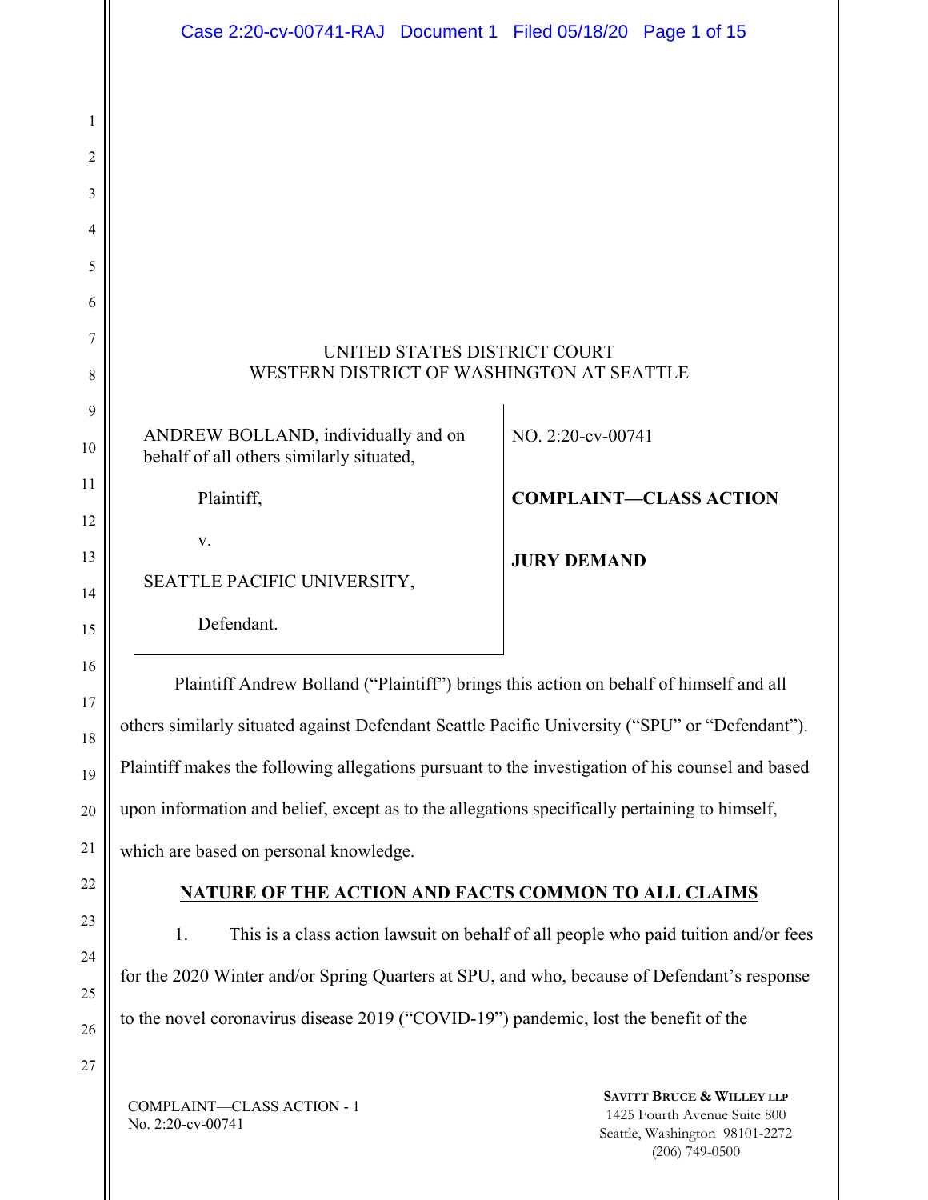UNITED STATES DISTRICT COURT
WESTERN DISTRICT OF WASHINGTON AT SEATTLE

| | |
|---|---|
| ANDREW BOLLAND, individually and on behalf of all others similarly situated,<br><br>Plaintiff,<br><br>v.<br><br>SEATTLE PACIFIC UNIVERSITY,<br><br>Defendant. | NO. 2:20-cv-00741<br><br>**COMPLAINT—CLASS ACTION**<br><br>**JURY DEMAND** |

Plaintiff Andrew Bolland ("Plaintiff") brings this action on behalf of himself and all others similarly situated against Defendant Seattle Pacific University ("SPU" or "Defendant"). Plaintiff makes the following allegations pursuant to the investigation of his counsel and based upon information and belief, except as to the allegations specifically pertaining to himself, which are based on personal knowledge.

## NATURE OF THE ACTION AND FACTS COMMON TO ALL CLAIMS

1. This is a class action lawsuit on behalf of all people who paid tuition and/or fees for the 2020 Winter and/or Spring Quarters at SPU, and who, because of Defendant's response to the novel coronavirus disease 2019 ("COVID-19") pandemic, lost the benefit of the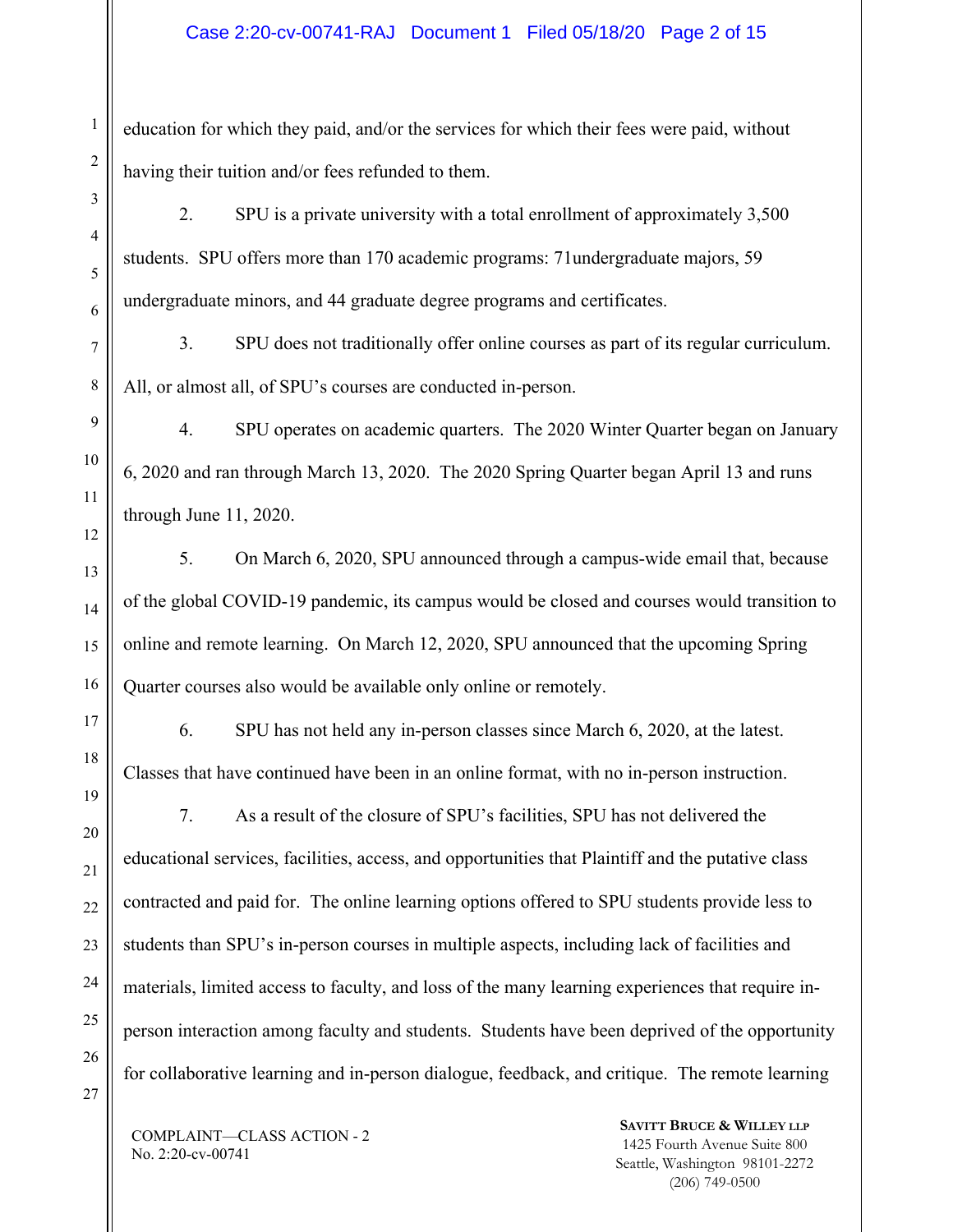education for which they paid, and/or the services for which their fees were paid, without having their tuition and/or fees refunded to them.

2. SPU is a private university with a total enrollment of approximately 3,500 students. SPU offers more than 170 academic programs: 71undergraduate majors, 59 undergraduate minors, and 44 graduate degree programs and certificates.

3. SPU does not traditionally offer online courses as part of its regular curriculum. All, or almost all, of SPU's courses are conducted in-person.

4. SPU operates on academic quarters. The 2020 Winter Quarter began on January 6, 2020 and ran through March 13, 2020. The 2020 Spring Quarter began April 13 and runs through June 11, 2020.

5. On March 6, 2020, SPU announced through a campus-wide email that, because of the global COVID-19 pandemic, its campus would be closed and courses would transition to online and remote learning. On March 12, 2020, SPU announced that the upcoming Spring Quarter courses also would be available only online or remotely.

6. SPU has not held any in-person classes since March 6, 2020, at the latest. Classes that have continued have been in an online format, with no in-person instruction.

7. As a result of the closure of SPU's facilities, SPU has not delivered the educational services, facilities, access, and opportunities that Plaintiff and the putative class contracted and paid for. The online learning options offered to SPU students provide less to students than SPU's in-person courses in multiple aspects, including lack of facilities and materials, limited access to faculty, and loss of the many learning experiences that require in-person interaction among faculty and students. Students have been deprived of the opportunity for collaborative learning and in-person dialogue, feedback, and critique. The remote learning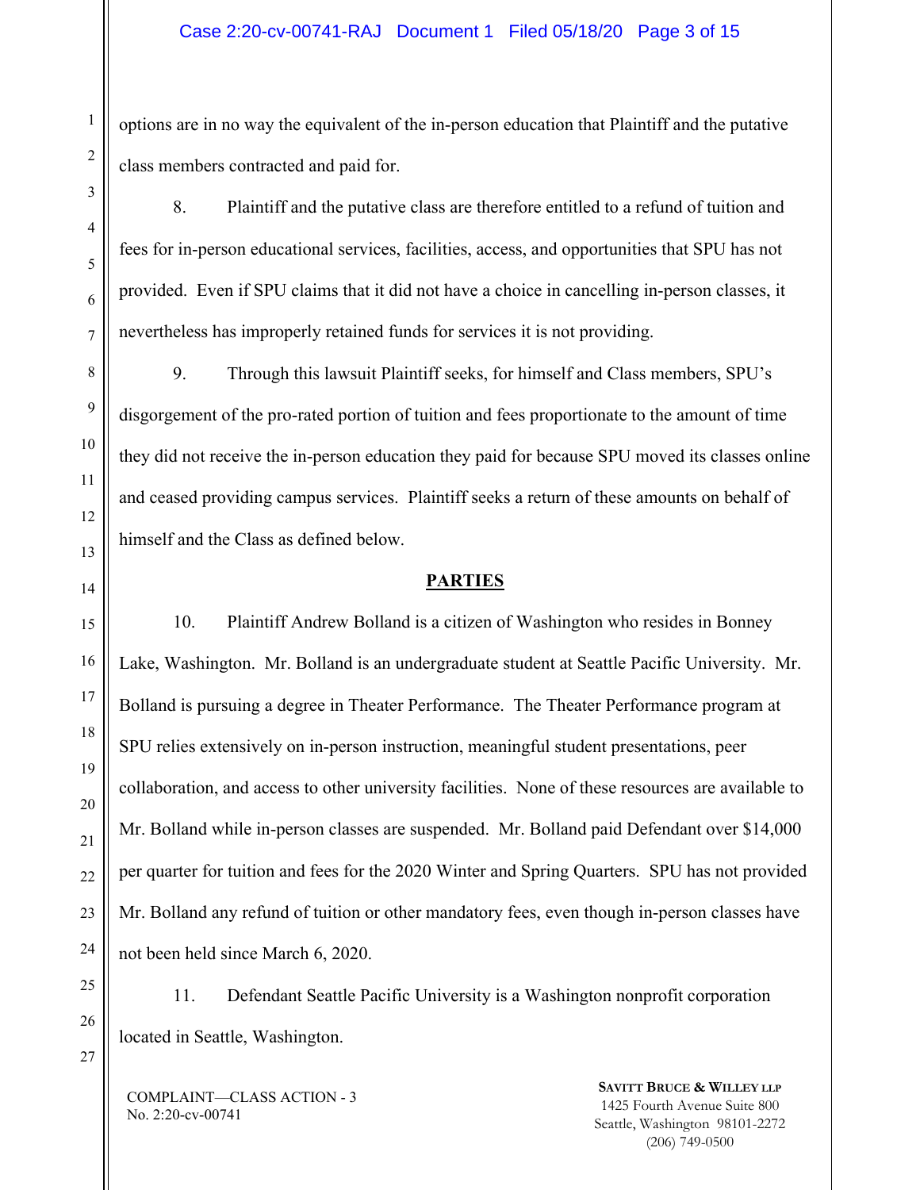options are in no way the equivalent of the in-person education that Plaintiff and the putative class members contracted and paid for.

8. Plaintiff and the putative class are therefore entitled to a refund of tuition and fees for in-person educational services, facilities, access, and opportunities that SPU has not provided. Even if SPU claims that it did not have a choice in cancelling in-person classes, it nevertheless has improperly retained funds for services it is not providing.

9. Through this lawsuit Plaintiff seeks, for himself and Class members, SPU's disgorgement of the pro-rated portion of tuition and fees proportionate to the amount of time they did not receive the in-person education they paid for because SPU moved its classes online and ceased providing campus services. Plaintiff seeks a return of these amounts on behalf of himself and the Class as defined below.

## PARTIES

10. Plaintiff Andrew Bolland is a citizen of Washington who resides in Bonney Lake, Washington. Mr. Bolland is an undergraduate student at Seattle Pacific University. Mr. Bolland is pursuing a degree in Theater Performance. The Theater Performance program at SPU relies extensively on in-person instruction, meaningful student presentations, peer collaboration, and access to other university facilities. None of these resources are available to Mr. Bolland while in-person classes are suspended. Mr. Bolland paid Defendant over $14,000 per quarter for tuition and fees for the 2020 Winter and Spring Quarters. SPU has not provided Mr. Bolland any refund of tuition or other mandatory fees, even though in-person classes have not been held since March 6, 2020.

11. Defendant Seattle Pacific University is a Washington nonprofit corporation located in Seattle, Washington.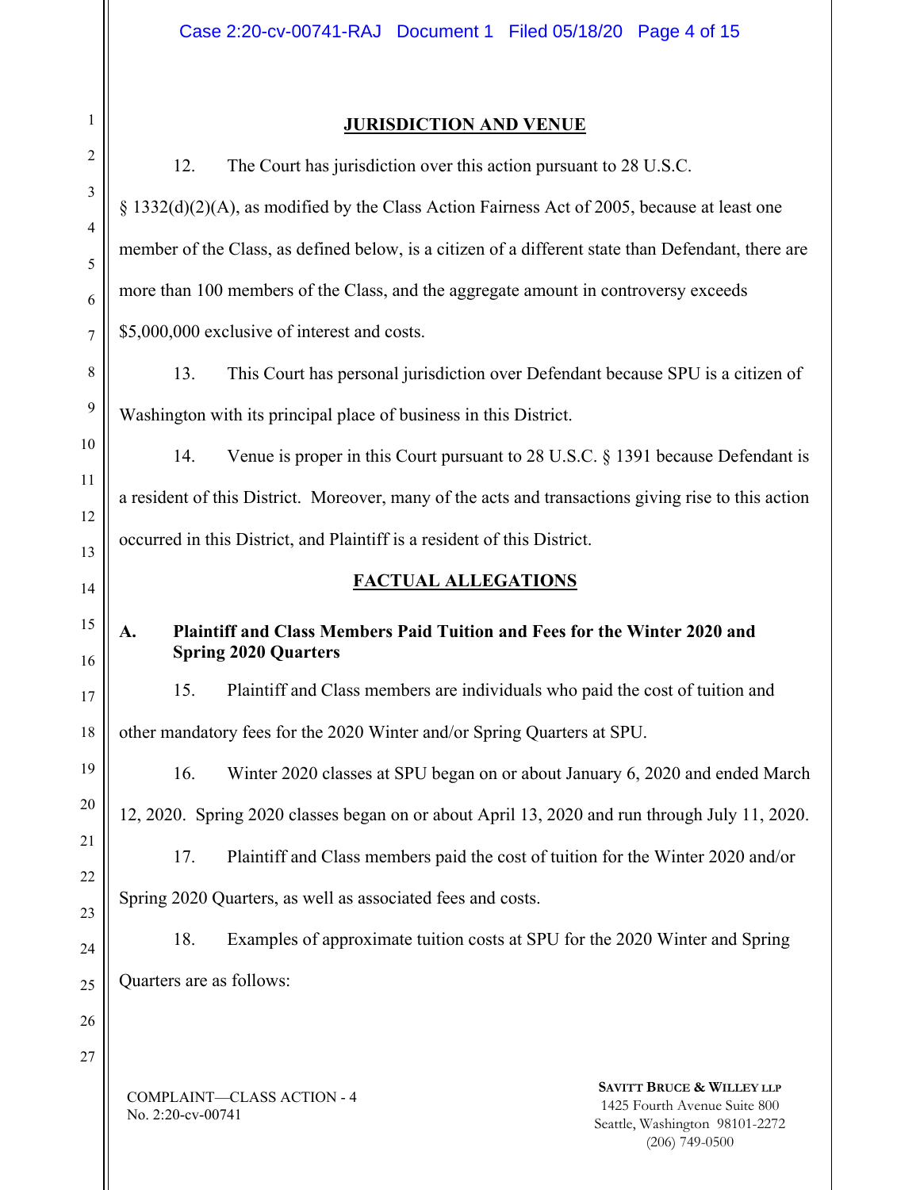## JURISDICTION AND VENUE

12. The Court has jurisdiction over this action pursuant to 28 U.S.C. § 1332(d)(2)(A), as modified by the Class Action Fairness Act of 2005, because at least one member of the Class, as defined below, is a citizen of a different state than Defendant, there are more than 100 members of the Class, and the aggregate amount in controversy exceeds $5,000,000 exclusive of interest and costs.

13. This Court has personal jurisdiction over Defendant because SPU is a citizen of Washington with its principal place of business in this District.

14. Venue is proper in this Court pursuant to 28 U.S.C. § 1391 because Defendant is a resident of this District. Moreover, many of the acts and transactions giving rise to this action occurred in this District, and Plaintiff is a resident of this District.

## FACTUAL ALLEGATIONS

### A. Plaintiff and Class Members Paid Tuition and Fees for the Winter 2020 and Spring 2020 Quarters

15. Plaintiff and Class members are individuals who paid the cost of tuition and other mandatory fees for the 2020 Winter and/or Spring Quarters at SPU.

16. Winter 2020 classes at SPU began on or about January 6, 2020 and ended March 12, 2020. Spring 2020 classes began on or about April 13, 2020 and run through July 11, 2020.

17. Plaintiff and Class members paid the cost of tuition for the Winter 2020 and/or Spring 2020 Quarters, as well as associated fees and costs.

18. Examples of approximate tuition costs at SPU for the 2020 Winter and Spring Quarters are as follows: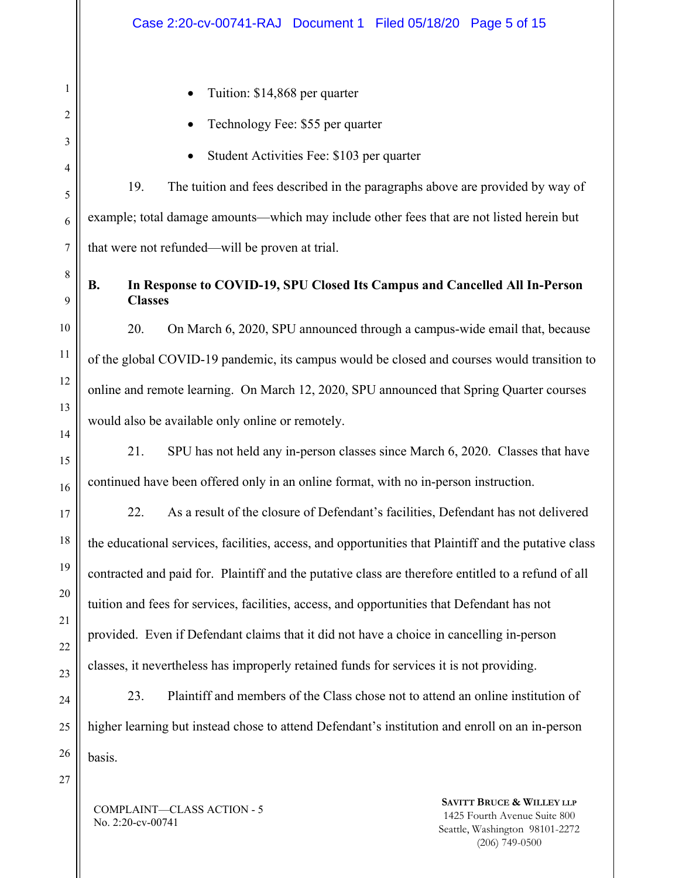- Tuition: $14,868 per quarter
- Technology Fee: $55 per quarter
- Student Activities Fee: $103 per quarter

19. The tuition and fees described in the paragraphs above are provided by way of example; total damage amounts—which may include other fees that are not listed herein but that were not refunded—will be proven at trial.

**B. In Response to COVID-19, SPU Closed Its Campus and Cancelled All In-Person Classes**

20. On March 6, 2020, SPU announced through a campus-wide email that, because of the global COVID-19 pandemic, its campus would be closed and courses would transition to online and remote learning. On March 12, 2020, SPU announced that Spring Quarter courses would also be available only online or remotely.

21. SPU has not held any in-person classes since March 6, 2020. Classes that have continued have been offered only in an online format, with no in-person instruction.

22. As a result of the closure of Defendant's facilities, Defendant has not delivered the educational services, facilities, access, and opportunities that Plaintiff and the putative class contracted and paid for. Plaintiff and the putative class are therefore entitled to a refund of all tuition and fees for services, facilities, access, and opportunities that Defendant has not provided. Even if Defendant claims that it did not have a choice in cancelling in-person classes, it nevertheless has improperly retained funds for services it is not providing.

23. Plaintiff and members of the Class chose not to attend an online institution of higher learning but instead chose to attend Defendant's institution and enroll on an in-person basis.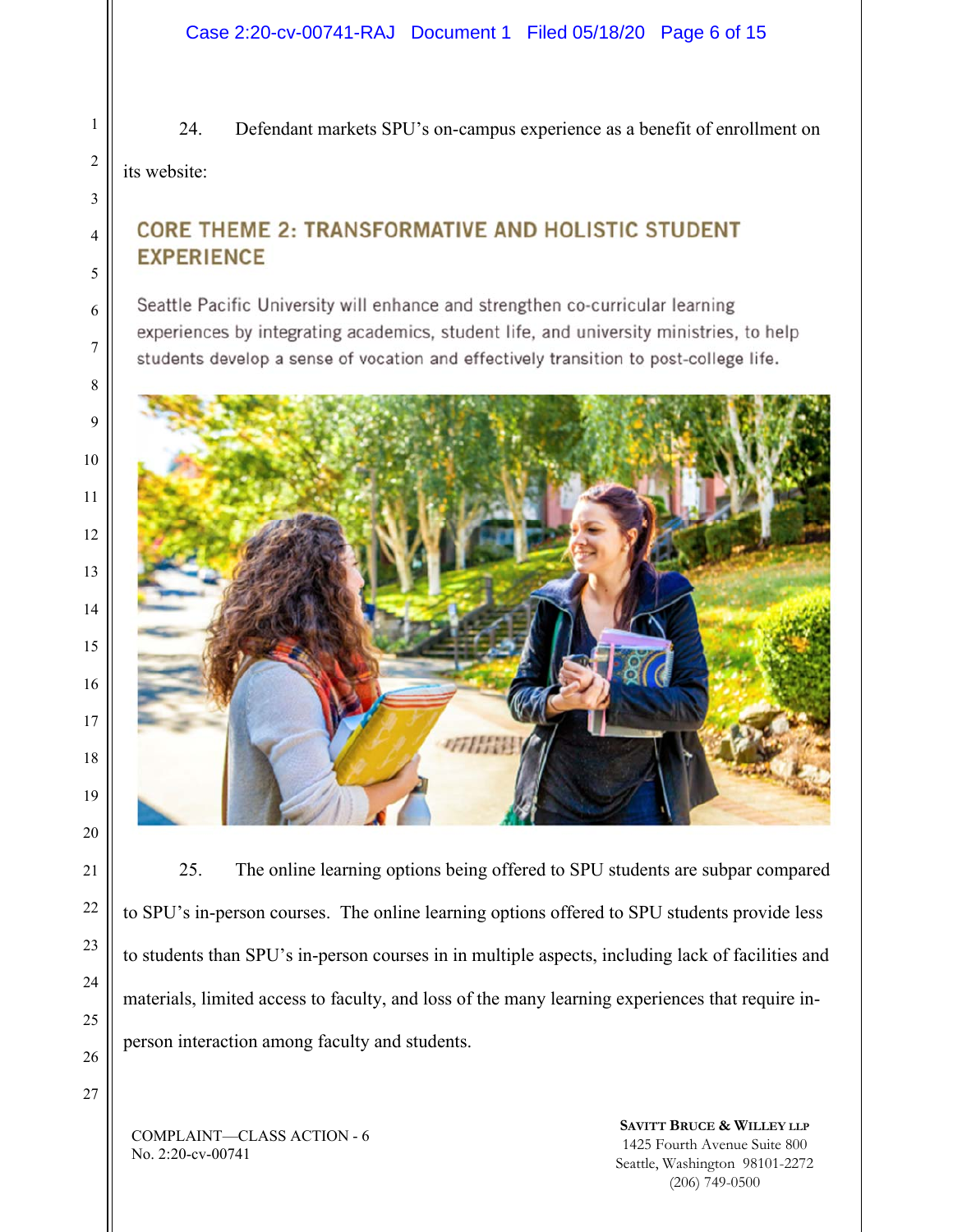24. Defendant markets SPU's on-campus experience as a benefit of enrollment on its website:

## CORE THEME 2: TRANSFORMATIVE AND HOLISTIC STUDENT EXPERIENCE

Seattle Pacific University will enhance and strengthen co-curricular learning experiences by integrating academics, student life, and university ministries, to help students develop a sense of vocation and effectively transition to post-college life.

25. The online learning options being offered to SPU students are subpar compared to SPU's in-person courses. The online learning options offered to SPU students provide less to students than SPU's in-person courses in in multiple aspects, including lack of facilities and materials, limited access to faculty, and loss of the many learning experiences that require in-person interaction among faculty and students.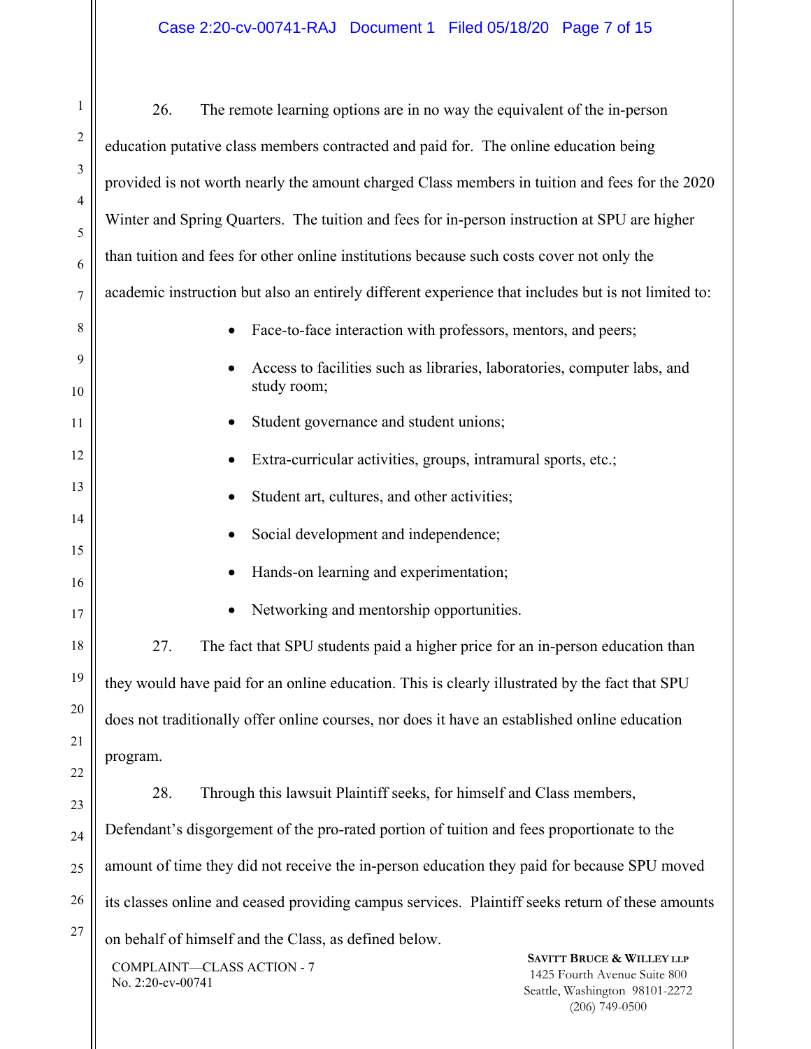26. The remote learning options are in no way the equivalent of the in-person education putative class members contracted and paid for. The online education being provided is not worth nearly the amount charged Class members in tuition and fees for the 2020 Winter and Spring Quarters. The tuition and fees for in-person instruction at SPU are higher than tuition and fees for other online institutions because such costs cover not only the academic instruction but also an entirely different experience that includes but is not limited to:

- Face-to-face interaction with professors, mentors, and peers;
- Access to facilities such as libraries, laboratories, computer labs, and study room;
- Student governance and student unions;
- Extra-curricular activities, groups, intramural sports, etc.;
- Student art, cultures, and other activities;
- Social development and independence;
- Hands-on learning and experimentation;
- Networking and mentorship opportunities.

27. The fact that SPU students paid a higher price for an in-person education than they would have paid for an online education. This is clearly illustrated by the fact that SPU does not traditionally offer online courses, nor does it have an established online education program.

28. Through this lawsuit Plaintiff seeks, for himself and Class members, Defendant's disgorgement of the pro-rated portion of tuition and fees proportionate to the amount of time they did not receive the in-person education they paid for because SPU moved its classes online and ceased providing campus services. Plaintiff seeks return of these amounts on behalf of himself and the Class, as defined below.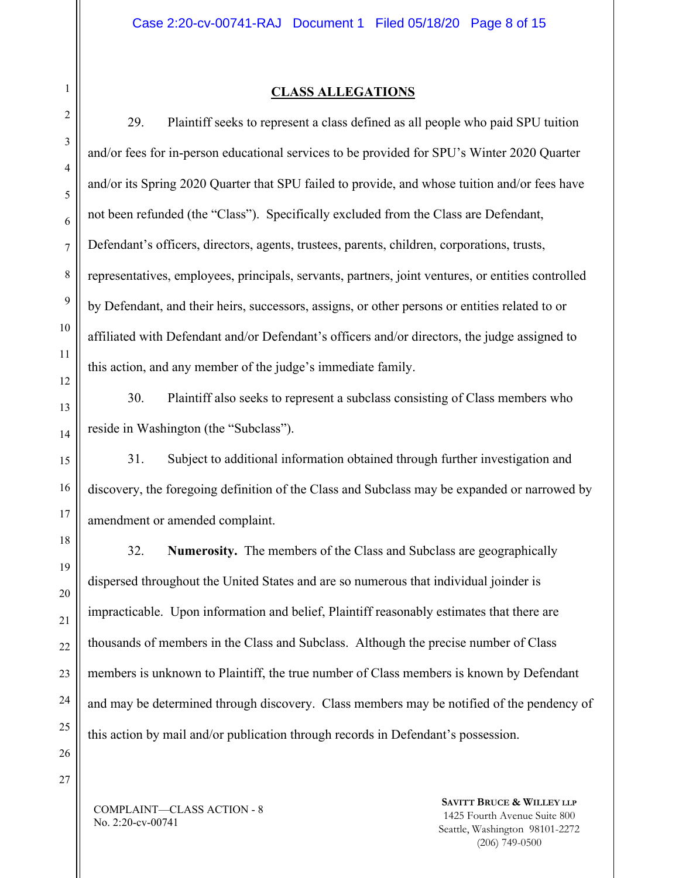## CLASS ALLEGATIONS

29. Plaintiff seeks to represent a class defined as all people who paid SPU tuition and/or fees for in-person educational services to be provided for SPU's Winter 2020 Quarter and/or its Spring 2020 Quarter that SPU failed to provide, and whose tuition and/or fees have not been refunded (the "Class"). Specifically excluded from the Class are Defendant, Defendant's officers, directors, agents, trustees, parents, children, corporations, trusts, representatives, employees, principals, servants, partners, joint ventures, or entities controlled by Defendant, and their heirs, successors, assigns, or other persons or entities related to or affiliated with Defendant and/or Defendant's officers and/or directors, the judge assigned to this action, and any member of the judge's immediate family.

30. Plaintiff also seeks to represent a subclass consisting of Class members who reside in Washington (the "Subclass").

31. Subject to additional information obtained through further investigation and discovery, the foregoing definition of the Class and Subclass may be expanded or narrowed by amendment or amended complaint.

32. **Numerosity.** The members of the Class and Subclass are geographically dispersed throughout the United States and are so numerous that individual joinder is impracticable. Upon information and belief, Plaintiff reasonably estimates that there are thousands of members in the Class and Subclass. Although the precise number of Class members is unknown to Plaintiff, the true number of Class members is known by Defendant and may be determined through discovery. Class members may be notified of the pendency of this action by mail and/or publication through records in Defendant's possession.

COMPLAINT—CLASS ACTION - 8
No. 2:20-cv-00741

**SAVITT BRUCE & WILLEY LLP**
1425 Fourth Avenue Suite 800
Seattle, Washington 98101-2272
(206) 749-0500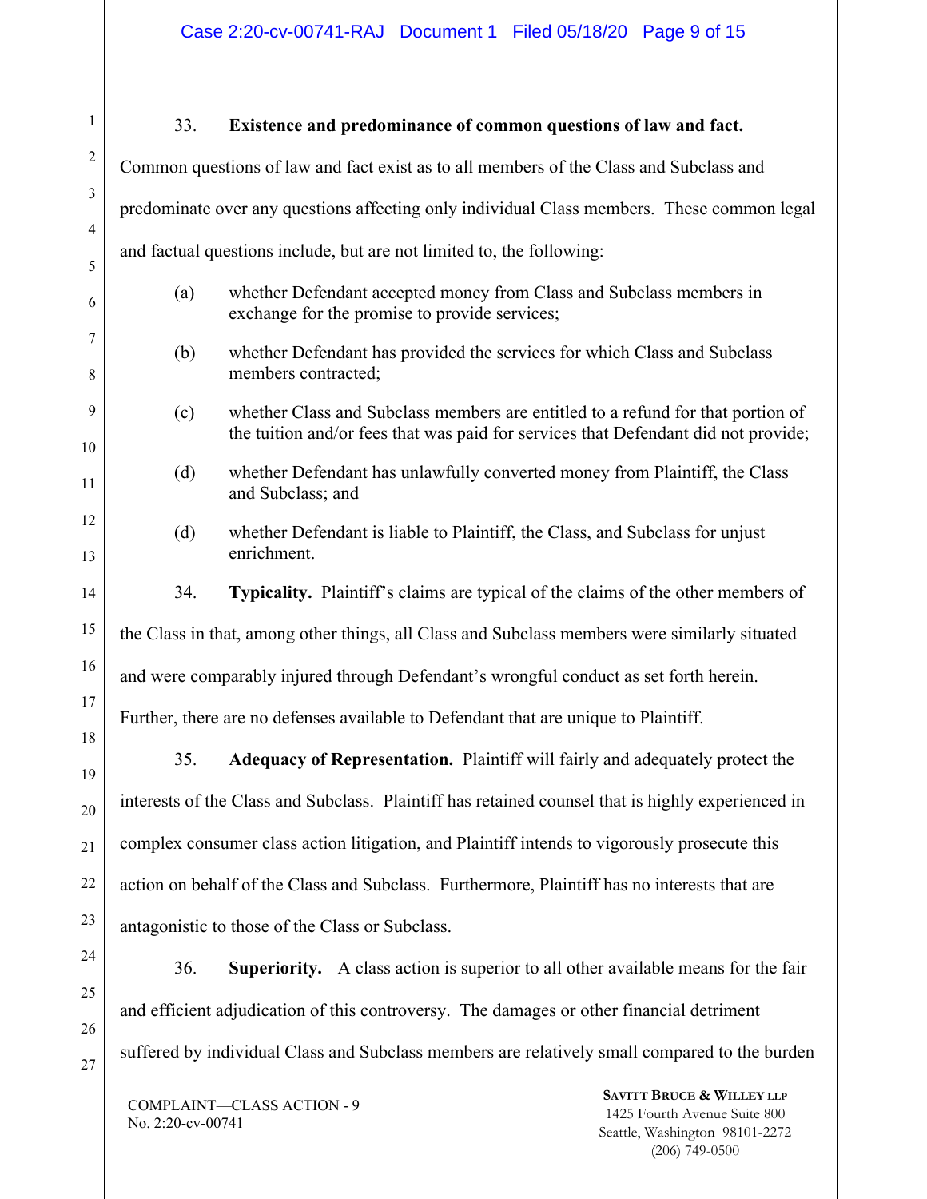33. **Existence and predominance of common questions of law and fact.** Common questions of law and fact exist as to all members of the Class and Subclass and predominate over any questions affecting only individual Class members. These common legal and factual questions include, but are not limited to, the following:

(a) whether Defendant accepted money from Class and Subclass members in exchange for the promise to provide services;

(b) whether Defendant has provided the services for which Class and Subclass members contracted;

(c) whether Class and Subclass members are entitled to a refund for that portion of the tuition and/or fees that was paid for services that Defendant did not provide;

(d) whether Defendant has unlawfully converted money from Plaintiff, the Class and Subclass; and

(d) whether Defendant is liable to Plaintiff, the Class, and Subclass for unjust enrichment.

34. **Typicality.** Plaintiff's claims are typical of the claims of the other members of the Class in that, among other things, all Class and Subclass members were similarly situated and were comparably injured through Defendant's wrongful conduct as set forth herein. Further, there are no defenses available to Defendant that are unique to Plaintiff.

35. **Adequacy of Representation.** Plaintiff will fairly and adequately protect the interests of the Class and Subclass. Plaintiff has retained counsel that is highly experienced in complex consumer class action litigation, and Plaintiff intends to vigorously prosecute this action on behalf of the Class and Subclass. Furthermore, Plaintiff has no interests that are antagonistic to those of the Class or Subclass.

36. **Superiority.** A class action is superior to all other available means for the fair and efficient adjudication of this controversy. The damages or other financial detriment suffered by individual Class and Subclass members are relatively small compared to the burden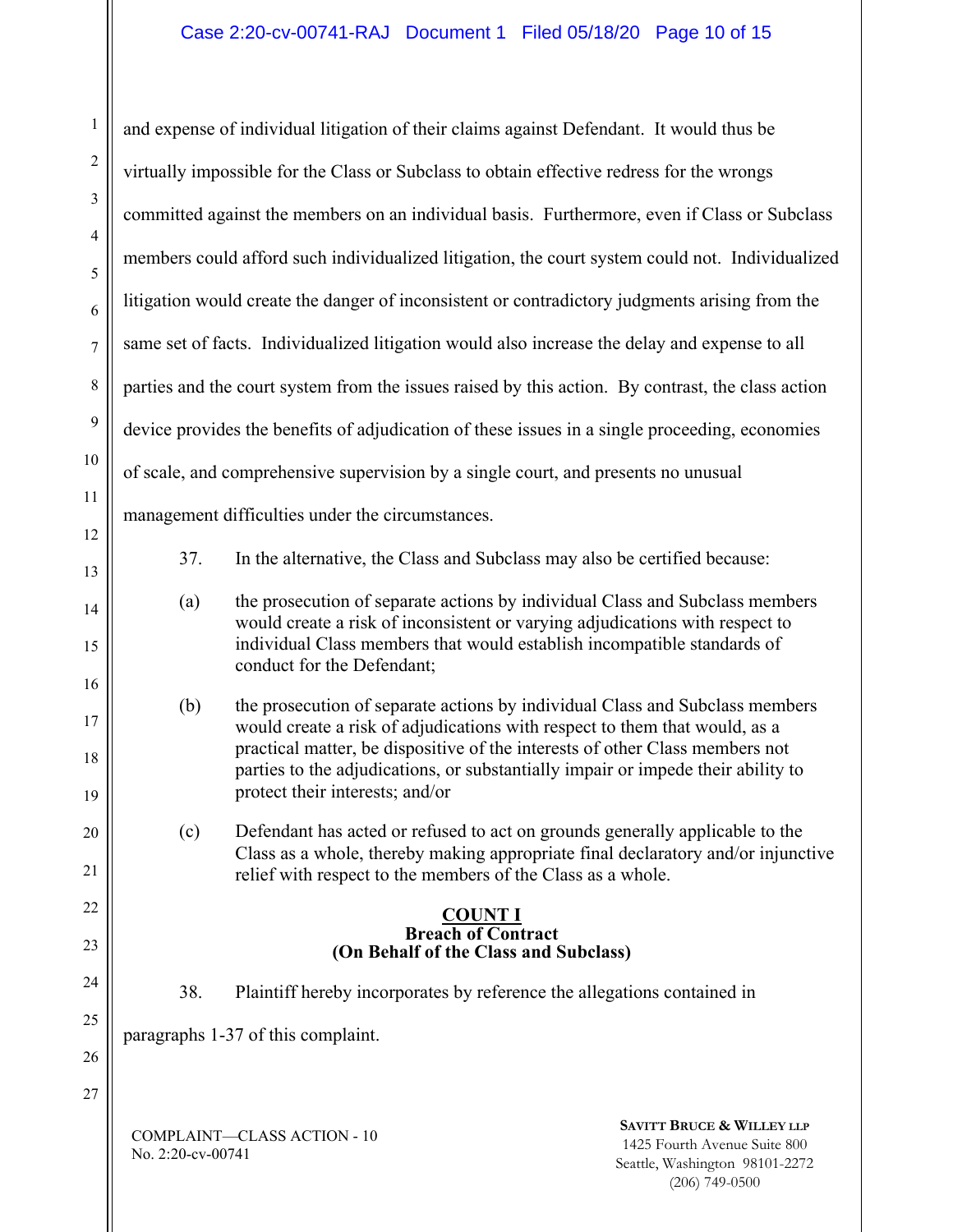and expense of individual litigation of their claims against Defendant. It would thus be virtually impossible for the Class or Subclass to obtain effective redress for the wrongs committed against the members on an individual basis. Furthermore, even if Class or Subclass members could afford such individualized litigation, the court system could not. Individualized litigation would create the danger of inconsistent or contradictory judgments arising from the same set of facts. Individualized litigation would also increase the delay and expense to all parties and the court system from the issues raised by this action. By contrast, the class action device provides the benefits of adjudication of these issues in a single proceeding, economies of scale, and comprehensive supervision by a single court, and presents no unusual management difficulties under the circumstances.

37. In the alternative, the Class and Subclass may also be certified because:

(a) the prosecution of separate actions by individual Class and Subclass members would create a risk of inconsistent or varying adjudications with respect to individual Class members that would establish incompatible standards of conduct for the Defendant;

(b) the prosecution of separate actions by individual Class and Subclass members would create a risk of adjudications with respect to them that would, as a practical matter, be dispositive of the interests of other Class members not parties to the adjudications, or substantially impair or impede their ability to protect their interests; and/or

(c) Defendant has acted or refused to act on grounds generally applicable to the Class as a whole, thereby making appropriate final declaratory and/or injunctive relief with respect to the members of the Class as a whole.

**COUNT I**
**Breach of Contract**
**(On Behalf of the Class and Subclass)**

38. Plaintiff hereby incorporates by reference the allegations contained in paragraphs 1-37 of this complaint.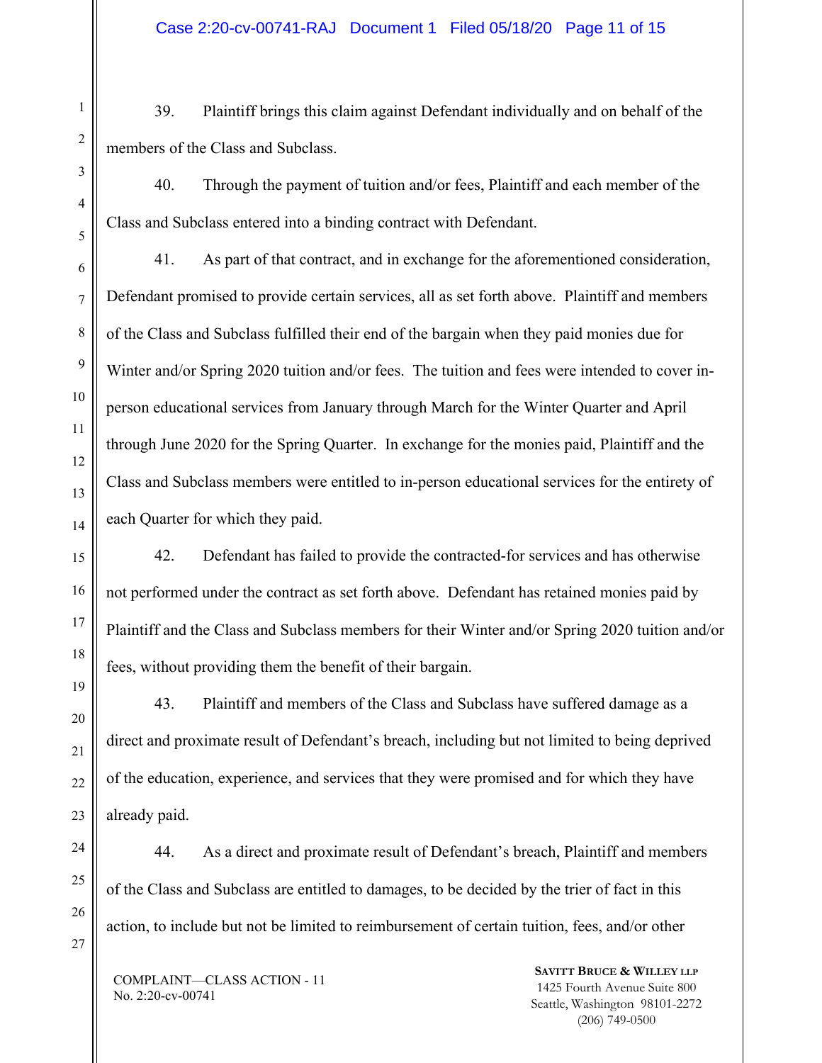39. Plaintiff brings this claim against Defendant individually and on behalf of the members of the Class and Subclass.

40. Through the payment of tuition and/or fees, Plaintiff and each member of the Class and Subclass entered into a binding contract with Defendant.

41. As part of that contract, and in exchange for the aforementioned consideration, Defendant promised to provide certain services, all as set forth above. Plaintiff and members of the Class and Subclass fulfilled their end of the bargain when they paid monies due for Winter and/or Spring 2020 tuition and/or fees. The tuition and fees were intended to cover in-person educational services from January through March for the Winter Quarter and April through June 2020 for the Spring Quarter. In exchange for the monies paid, Plaintiff and the Class and Subclass members were entitled to in-person educational services for the entirety of each Quarter for which they paid.

42. Defendant has failed to provide the contracted-for services and has otherwise not performed under the contract as set forth above. Defendant has retained monies paid by Plaintiff and the Class and Subclass members for their Winter and/or Spring 2020 tuition and/or fees, without providing them the benefit of their bargain.

43. Plaintiff and members of the Class and Subclass have suffered damage as a direct and proximate result of Defendant's breach, including but not limited to being deprived of the education, experience, and services that they were promised and for which they have already paid.

44. As a direct and proximate result of Defendant's breach, Plaintiff and members of the Class and Subclass are entitled to damages, to be decided by the trier of fact in this action, to include but not be limited to reimbursement of certain tuition, fees, and/or other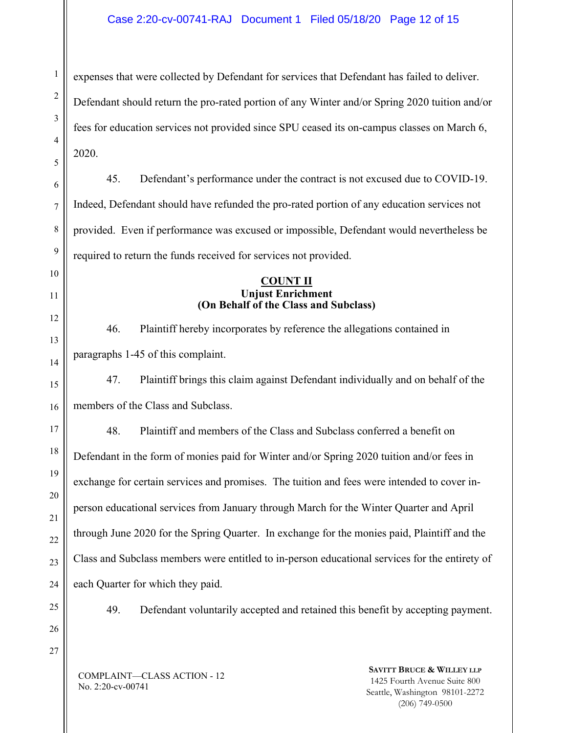expenses that were collected by Defendant for services that Defendant has failed to deliver. Defendant should return the pro-rated portion of any Winter and/or Spring 2020 tuition and/or fees for education services not provided since SPU ceased its on-campus classes on March 6, 2020.

45. Defendant's performance under the contract is not excused due to COVID-19. Indeed, Defendant should have refunded the pro-rated portion of any education services not provided. Even if performance was excused or impossible, Defendant would nevertheless be required to return the funds received for services not provided.

**COUNT II**
**Unjust Enrichment**
**(On Behalf of the Class and Subclass)**

46. Plaintiff hereby incorporates by reference the allegations contained in paragraphs 1-45 of this complaint.

47. Plaintiff brings this claim against Defendant individually and on behalf of the members of the Class and Subclass.

48. Plaintiff and members of the Class and Subclass conferred a benefit on Defendant in the form of monies paid for Winter and/or Spring 2020 tuition and/or fees in exchange for certain services and promises. The tuition and fees were intended to cover in-person educational services from January through March for the Winter Quarter and April through June 2020 for the Spring Quarter. In exchange for the monies paid, Plaintiff and the Class and Subclass members were entitled to in-person educational services for the entirety of each Quarter for which they paid.

49. Defendant voluntarily accepted and retained this benefit by accepting payment.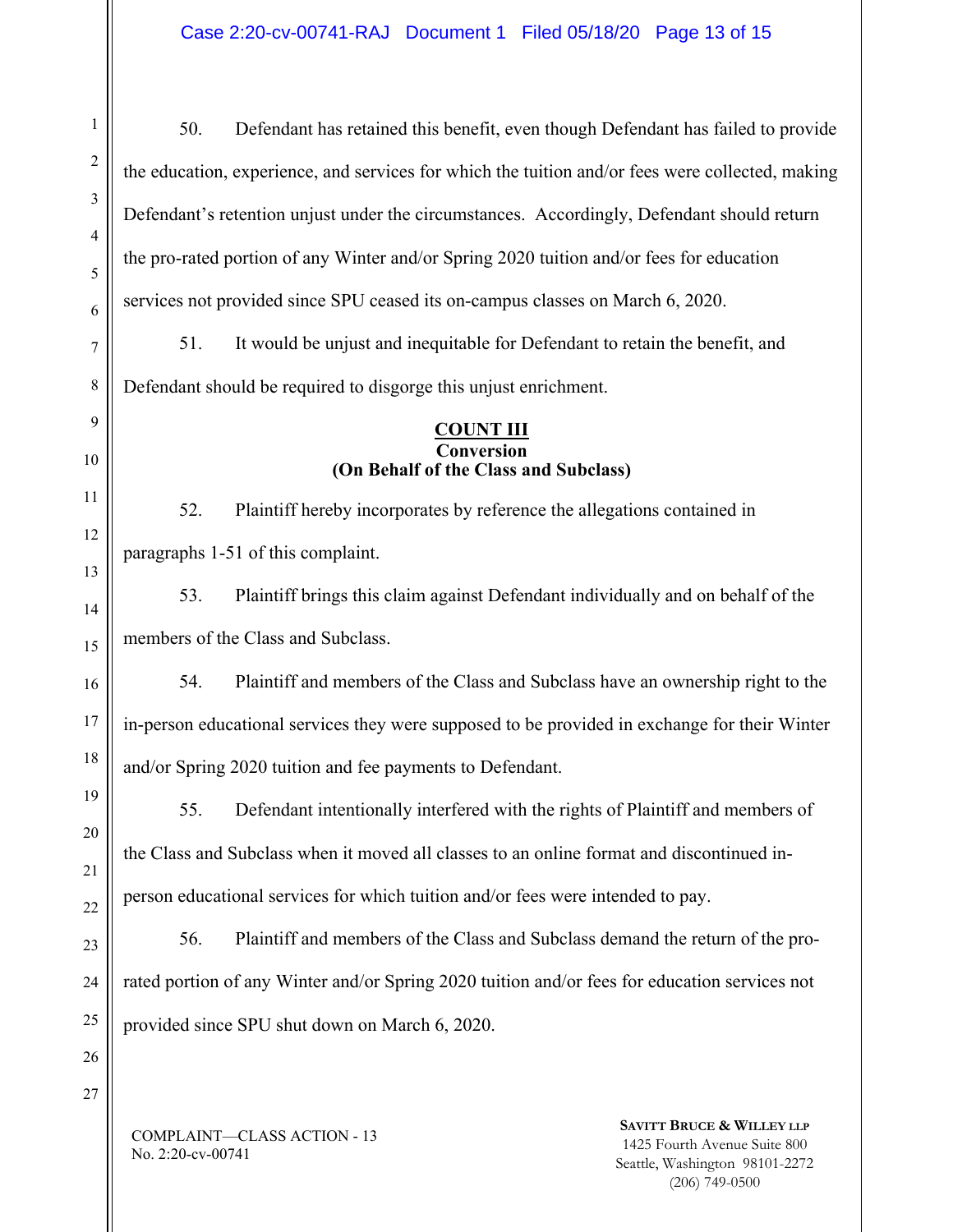50. Defendant has retained this benefit, even though Defendant has failed to provide the education, experience, and services for which the tuition and/or fees were collected, making Defendant's retention unjust under the circumstances. Accordingly, Defendant should return the pro-rated portion of any Winter and/or Spring 2020 tuition and/or fees for education services not provided since SPU ceased its on-campus classes on March 6, 2020.

51. It would be unjust and inequitable for Defendant to retain the benefit, and Defendant should be required to disgorge this unjust enrichment.

**COUNT III**
**Conversion**
**(On Behalf of the Class and Subclass)**

52. Plaintiff hereby incorporates by reference the allegations contained in paragraphs 1-51 of this complaint.

53. Plaintiff brings this claim against Defendant individually and on behalf of the members of the Class and Subclass.

54. Plaintiff and members of the Class and Subclass have an ownership right to the in-person educational services they were supposed to be provided in exchange for their Winter and/or Spring 2020 tuition and fee payments to Defendant.

55. Defendant intentionally interfered with the rights of Plaintiff and members of the Class and Subclass when it moved all classes to an online format and discontinued in-person educational services for which tuition and/or fees were intended to pay.

56. Plaintiff and members of the Class and Subclass demand the return of the pro-rated portion of any Winter and/or Spring 2020 tuition and/or fees for education services not provided since SPU shut down on March 6, 2020.

COMPLAINT—CLASS ACTION - 13
No. 2:20-cv-00741

**SAVITT BRUCE & WILLEY LLP**
1425 Fourth Avenue Suite 800
Seattle, Washington 98101-2272
(206) 749-0500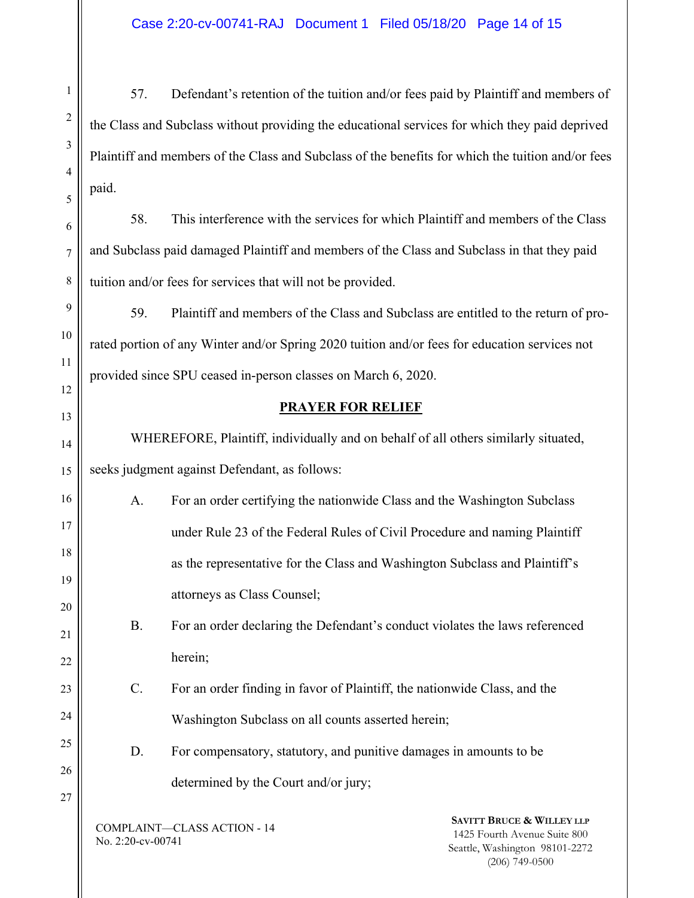57. Defendant's retention of the tuition and/or fees paid by Plaintiff and members of the Class and Subclass without providing the educational services for which they paid deprived Plaintiff and members of the Class and Subclass of the benefits for which the tuition and/or fees paid.

58. This interference with the services for which Plaintiff and members of the Class and Subclass paid damaged Plaintiff and members of the Class and Subclass in that they paid tuition and/or fees for services that will not be provided.

59. Plaintiff and members of the Class and Subclass are entitled to the return of pro-rated portion of any Winter and/or Spring 2020 tuition and/or fees for education services not provided since SPU ceased in-person classes on March 6, 2020.

## PRAYER FOR RELIEF

WHEREFORE, Plaintiff, individually and on behalf of all others similarly situated, seeks judgment against Defendant, as follows:

A. For an order certifying the nationwide Class and the Washington Subclass under Rule 23 of the Federal Rules of Civil Procedure and naming Plaintiff as the representative for the Class and Washington Subclass and Plaintiff's attorneys as Class Counsel;

B. For an order declaring the Defendant's conduct violates the laws referenced herein;

C. For an order finding in favor of Plaintiff, the nationwide Class, and the Washington Subclass on all counts asserted herein;

D. For compensatory, statutory, and punitive damages in amounts to be determined by the Court and/or jury;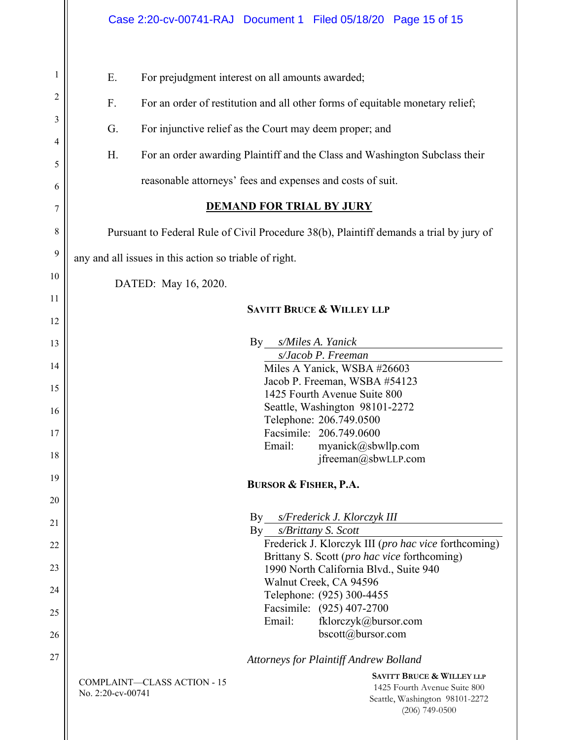E. For prejudgment interest on all amounts awarded;

F. For an order of restitution and all other forms of equitable monetary relief;

G. For injunctive relief as the Court may deem proper; and

H. For an order awarding Plaintiff and the Class and Washington Subclass their reasonable attorneys' fees and expenses and costs of suit.

## DEMAND FOR TRIAL BY JURY

Pursuant to Federal Rule of Civil Procedure 38(b), Plaintiff demands a trial by jury of any and all issues in this action so triable of right.

DATED: May 16, 2020.

**SAVITT BRUCE & WILLEY LLP**

By *s/Miles A. Yanick*
*s/Jacob P. Freeman*
Miles A Yanick, WSBA #26603
Jacob P. Freeman, WSBA #54123
1425 Fourth Avenue Suite 800
Seattle, Washington 98101-2272
Telephone: 206.749.0500
Facsimile: 206.749.0600
Email: myanick@sbwllp.com
jfreeman@sbwLLP.com

**BURSOR & FISHER, P.A.**

By *s/Frederick J. Klorczyk III*
By *s/Brittany S. Scott*
Frederick J. Klorczyk III (*pro hac vice* forthcoming)
Brittany S. Scott (*pro hac vice* forthcoming)
1990 North California Blvd., Suite 940
Walnut Creek, CA 94596
Telephone: (925) 300-4455
Facsimile: (925) 407-2700
Email: fklorczyk@bursor.com
bscott@bursor.com

*Attorneys for Plaintiff Andrew Bolland*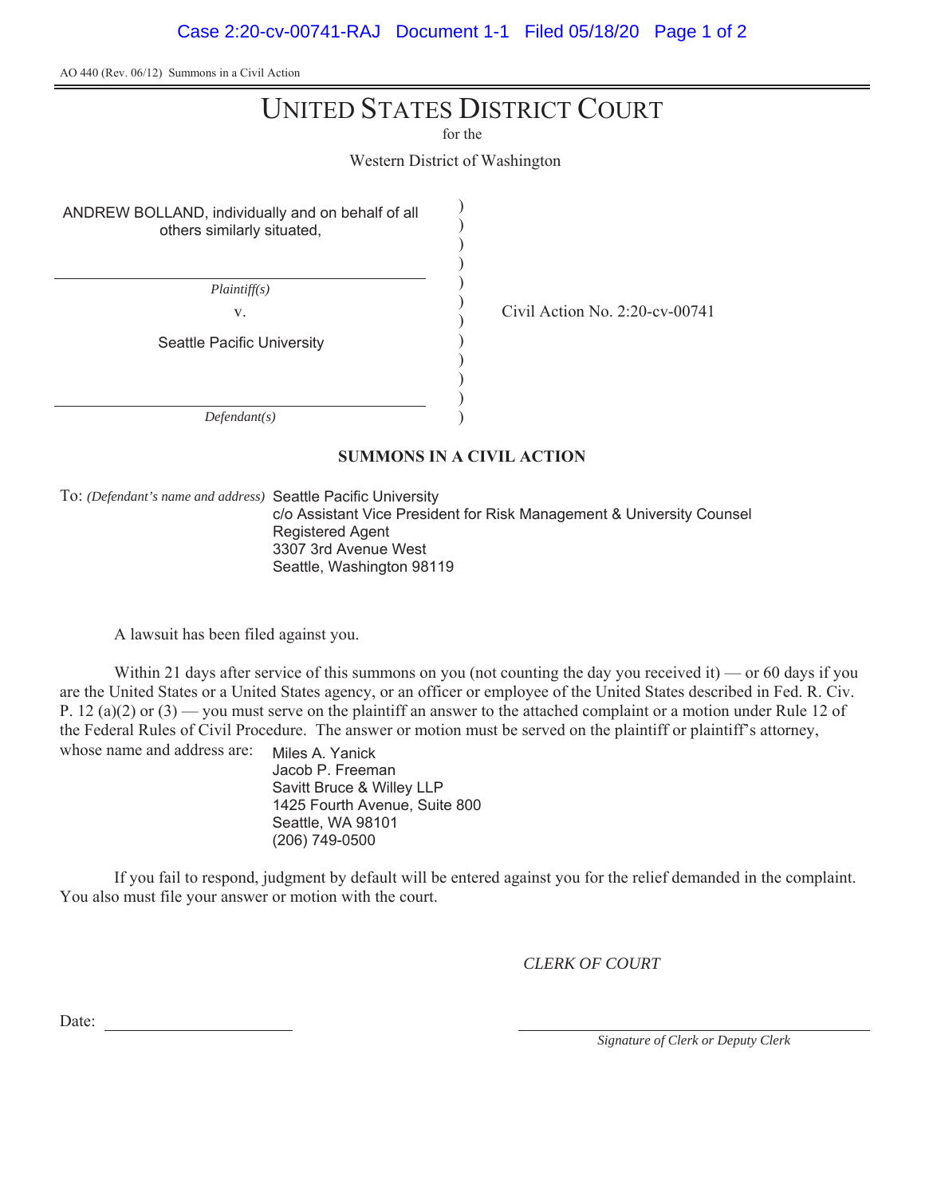AO 440 (Rev. 06/12) Summons in a Civil Action

# UNITED STATES DISTRICT COURT

for the

Western District of Washington

ANDREW BOLLAND, individually and on behalf of all others similarly situated,

*Plaintiff(s)*

v.

Seattle Pacific University

*Defendant(s)*

Civil Action No. 2:20-cv-00741

## SUMMONS IN A CIVIL ACTION

To: *(Defendant's name and address)* Seattle Pacific University
c/o Assistant Vice President for Risk Management & University Counsel
Registered Agent
3307 3rd Avenue West
Seattle, Washington 98119

A lawsuit has been filed against you.

Within 21 days after service of this summons on you (not counting the day you received it) — or 60 days if you are the United States or a United States agency, or an officer or employee of the United States described in Fed. R. Civ. P. 12 (a)(2) or (3) — you must serve on the plaintiff an answer to the attached complaint or a motion under Rule 12 of the Federal Rules of Civil Procedure. The answer or motion must be served on the plaintiff or plaintiff's attorney, whose name and address are:

Miles A. Yanick
Jacob P. Freeman
Savitt Bruce & Willey LLP
1425 Fourth Avenue, Suite 800
Seattle, WA 98101
(206) 749-0500

If you fail to respond, judgment by default will be entered against you for the relief demanded in the complaint. You also must file your answer or motion with the court.

*CLERK OF COURT*

Date: ______________________

______________________
*Signature of Clerk or Deputy Clerk*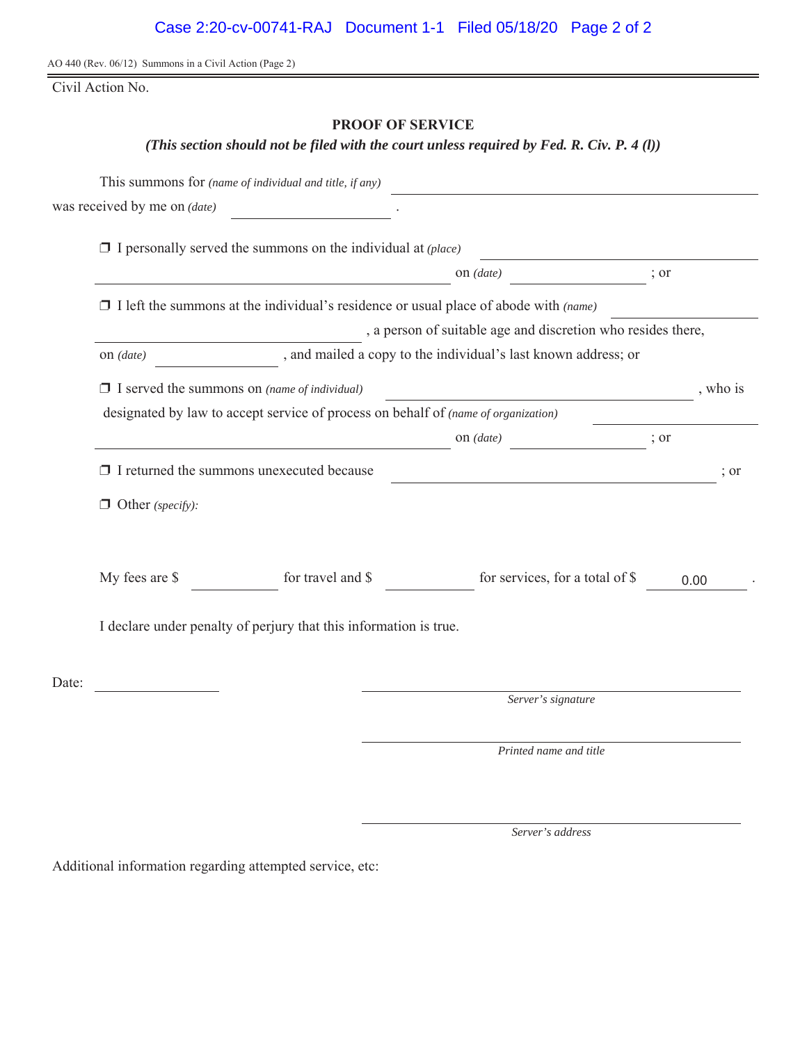AO 440 (Rev. 06/12) Summons in a Civil Action (Page 2)

Civil Action No.

## PROOF OF SERVICE

***(This section should not be filed with the court unless required by Fed. R. Civ. P. 4 (l))***

This summons for *(name of individual and title, if any)* ____________________

was received by me on *(date)* ____________ .

❒ I personally served the summons on the individual at *(place)* ____________________

____________________ on *(date)* ____________ ; or

❒ I left the summons at the individual's residence or usual place of abode with *(name)* ____________

____________________ , a person of suitable age and discretion who resides there,

on *(date)* ____________ , and mailed a copy to the individual's last known address; or

❒ I served the summons on *(name of individual)* ____________________ , who is

designated by law to accept service of process on behalf of *(name of organization)* ____________

____________________ on *(date)* ____________ ; or

❒ I returned the summons unexecuted because ____________________ ; or

❒ Other *(specify)*:

My fees are $ ________ for travel and $ ________ for services, for a total of $ 0.00 .

I declare under penalty of perjury that this information is true.

Date: ____________

____________________
*Server's signature*

____________________
*Printed name and title*

____________________
*Server's address*

Additional information regarding attempted service, etc: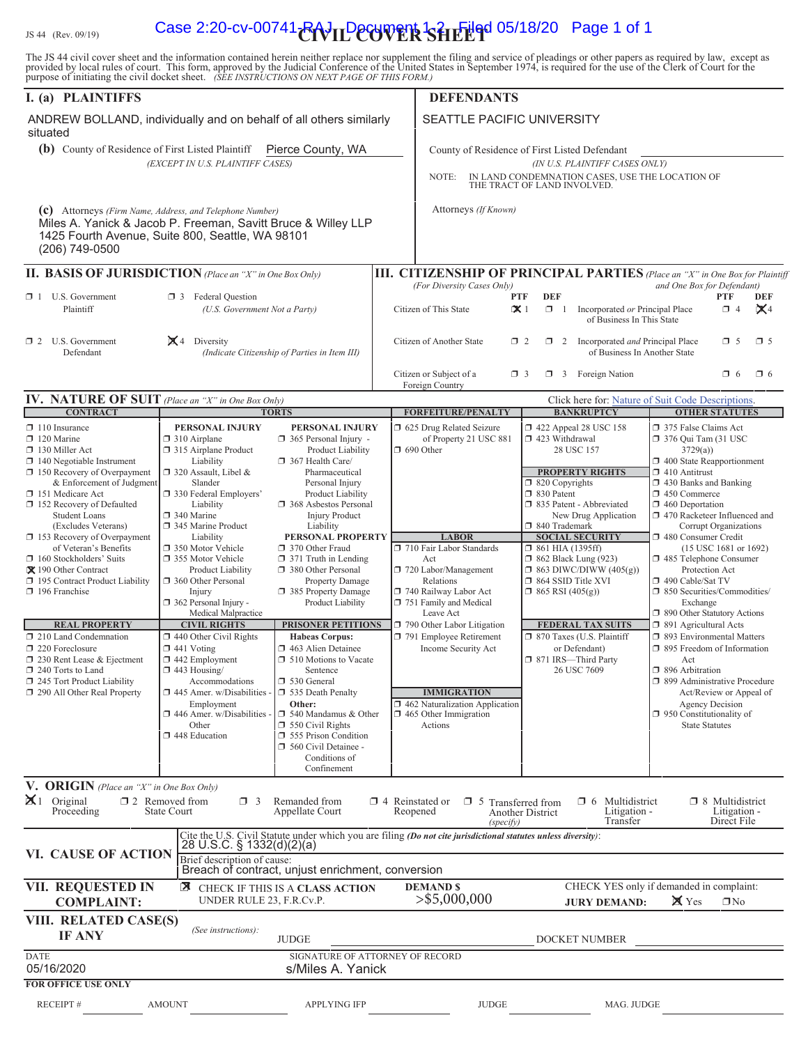JS 44 (Rev. 09/19)

Case 2:20-cv-00741-RAJ Document 1-2 Filed 05/18/20

# CIVIL COVER SHEET

The JS 44 civil cover sheet and the information contained herein neither replace nor supplement the filing and service of pleadings or other papers as required by law, except as provided by local rules of court. This form, approved by the Judicial Conference of the United States in September 1974, is required for the use of the Clerk of Court for the purpose of initiating the civil docket sheet. *(SEE INSTRUCTIONS ON NEXT PAGE OF THIS FORM.)*

## I. (a) PLAINTIFFS

ANDREW BOLLAND, individually and on behalf of all others similarly situated

**(b)** County of Residence of First Listed Plaintiff: Pierce County, WA
*(EXCEPT IN U.S. PLAINTIFF CASES)*

**(c)** Attorneys *(Firm Name, Address, and Telephone Number)*
Miles A. Yanick & Jacob P. Freeman, Savitt Bruce & Willey LLP
1425 Fourth Avenue, Suite 800, Seattle, WA 98101
(206) 749-0500

## DEFENDANTS

SEATTLE PACIFIC UNIVERSITY

County of Residence of First Listed Defendant
*(IN U.S. PLAINTIFF CASES ONLY)*

NOTE: IN LAND CONDEMNATION CASES, USE THE LOCATION OF THE TRACT OF LAND INVOLVED.

Attorneys *(If Known)*

## II. BASIS OF JURISDICTION *(Place an "X" in One Box Only)*

- ☐ 1 U.S. Government Plaintiff
- ☐ 3 Federal Question *(U.S. Government Not a Party)*
- ☐ 2 U.S. Government Defendant
- ☒ 4 Diversity *(Indicate Citizenship of Parties in Item III)*

## III. CITIZENSHIP OF PRINCIPAL PARTIES *(Place an "X" in One Box for Plaintiff and One Box for Defendant)*
*(For Diversity Cases Only)*

| | PTF | DEF | | PTF | DEF |
|---|---|---|---|---|---|
| Citizen of This State | ☒ 1 | ☐ 1 | Incorporated *or* Principal Place of Business In This State | ☐ 4 | ☒ 4 |
| Citizen of Another State | ☐ 2 | ☐ 2 | Incorporated *and* Principal Place of Business In Another State | ☐ 5 | ☐ 5 |
| Citizen or Subject of a Foreign Country | ☐ 3 | ☐ 3 | Foreign Nation | ☐ 6 | ☐ 6 |

## IV. NATURE OF SUIT *(Place an "X" in One Box Only)*

Click here for: Nature of Suit Code Descriptions.

**CONTRACT**
- ☐ 110 Insurance
- ☐ 120 Marine
- ☐ 130 Miller Act
- ☐ 140 Negotiable Instrument
- ☐ 150 Recovery of Overpayment & Enforcement of Judgment
- ☐ 151 Medicare Act
- ☐ 152 Recovery of Defaulted Student Loans (Excludes Veterans)
- ☐ 153 Recovery of Overpayment of Veteran's Benefits
- ☐ 160 Stockholders' Suits
- ☒ 190 Other Contract
- ☐ 195 Contract Product Liability
- ☐ 196 Franchise

**REAL PROPERTY**
- ☐ 210 Land Condemnation
- ☐ 220 Foreclosure
- ☐ 230 Rent Lease & Ejectment
- ☐ 240 Torts to Land
- ☐ 245 Tort Product Liability
- ☐ 290 All Other Real Property

**TORTS — PERSONAL INJURY**
- ☐ 310 Airplane
- ☐ 315 Airplane Product Liability
- ☐ 320 Assault, Libel & Slander
- ☐ 330 Federal Employers' Liability
- ☐ 340 Marine
- ☐ 345 Marine Product Liability
- ☐ 350 Motor Vehicle
- ☐ 355 Motor Vehicle Product Liability
- ☐ 360 Other Personal Injury
- ☐ 362 Personal Injury - Medical Malpractice

**PERSONAL INJURY**
- ☐ 365 Personal Injury - Product Liability
- ☐ 367 Health Care/ Pharmaceutical Personal Injury Product Liability
- ☐ 368 Asbestos Personal Injury Product Liability

**PERSONAL PROPERTY**
- ☐ 370 Other Fraud
- ☐ 371 Truth in Lending
- ☐ 380 Other Personal Property Damage
- ☐ 385 Property Damage Product Liability

**CIVIL RIGHTS**
- ☐ 440 Other Civil Rights
- ☐ 441 Voting
- ☐ 442 Employment
- ☐ 443 Housing/ Accommodations
- ☐ 445 Amer. w/Disabilities - Employment
- ☐ 446 Amer. w/Disabilities - Other
- ☐ 448 Education

**PRISONER PETITIONS**
Habeas Corpus:
- ☐ 463 Alien Detainee
- ☐ 510 Motions to Vacate Sentence
- ☐ 530 General
- ☐ 535 Death Penalty

Other:
- ☐ 540 Mandamus & Other
- ☐ 550 Civil Rights
- ☐ 555 Prison Condition
- ☐ 560 Civil Detainee - Conditions of Confinement

**FORFEITURE/PENALTY**
- ☐ 625 Drug Related Seizure of Property 21 USC 881
- ☐ 690 Other

**LABOR**
- ☐ 710 Fair Labor Standards Act
- ☐ 720 Labor/Management Relations
- ☐ 740 Railway Labor Act
- ☐ 751 Family and Medical Leave Act
- ☐ 790 Other Labor Litigation
- ☐ 791 Employee Retirement Income Security Act

**IMMIGRATION**
- ☐ 462 Naturalization Application
- ☐ 465 Other Immigration Actions

**BANKRUPTCY**
- ☐ 422 Appeal 28 USC 158
- ☐ 423 Withdrawal 28 USC 157

**PROPERTY RIGHTS**
- ☐ 820 Copyrights
- ☐ 830 Patent
- ☐ 835 Patent - Abbreviated New Drug Application
- ☐ 840 Trademark

**SOCIAL SECURITY**
- ☐ 861 HIA (1395ff)
- ☐ 862 Black Lung (923)
- ☐ 863 DIWC/DIWW (405(g))
- ☐ 864 SSID Title XVI
- ☐ 865 RSI (405(g))

**FEDERAL TAX SUITS**
- ☐ 870 Taxes (U.S. Plaintiff or Defendant)
- ☐ 871 IRS—Third Party 26 USC 7609

**OTHER STATUTES**
- ☐ 375 False Claims Act
- ☐ 376 Qui Tam (31 USC 3729(a))
- ☐ 400 State Reapportionment
- ☐ 410 Antitrust
- ☐ 430 Banks and Banking
- ☐ 450 Commerce
- ☐ 460 Deportation
- ☐ 470 Racketeer Influenced and Corrupt Organizations
- ☐ 480 Consumer Credit (15 USC 1681 or 1692)
- ☐ 485 Telephone Consumer Protection Act
- ☐ 490 Cable/Sat TV
- ☐ 850 Securities/Commodities/ Exchange
- ☐ 890 Other Statutory Actions
- ☐ 891 Agricultural Acts
- ☐ 893 Environmental Matters
- ☐ 895 Freedom of Information Act
- ☐ 896 Arbitration
- ☐ 899 Administrative Procedure Act/Review or Appeal of Agency Decision
- ☐ 950 Constitutionality of State Statutes

## V. ORIGIN *(Place an "X" in One Box Only)*

- ☒ 1 Original Proceeding
- ☐ 2 Removed from State Court
- ☐ 3 Remanded from Appellate Court
- ☐ 4 Reinstated or Reopened
- ☐ 5 Transferred from Another District *(specify)*
- ☐ 6 Multidistrict Litigation - Transfer
- ☐ 8 Multidistrict Litigation - Direct File

## VI. CAUSE OF ACTION

Cite the U.S. Civil Statute under which you are filing *(Do not cite jurisdictional statutes unless diversity)*:
28 U.S.C. § 1332(d)(2)(a)

Brief description of cause:
Breach of contract, unjust enrichment, conversion

## VII. REQUESTED IN COMPLAINT:

☒ CHECK IF THIS IS A CLASS ACTION UNDER RULE 23, F.R.Cv.P.

DEMAND $ >$5,000,000

CHECK YES only if demanded in complaint:
JURY DEMAND: ☒ Yes ☐ No

## VIII. RELATED CASE(S) IF ANY

*(See instructions)*: JUDGE ______ DOCKET NUMBER ______

DATE: 05/16/2020

SIGNATURE OF ATTORNEY OF RECORD: s/Miles A. Yanick

**FOR OFFICE USE ONLY**

RECEIPT # ______ AMOUNT ______ APPLYING IFP ______ JUDGE ______ MAG. JUDGE ______